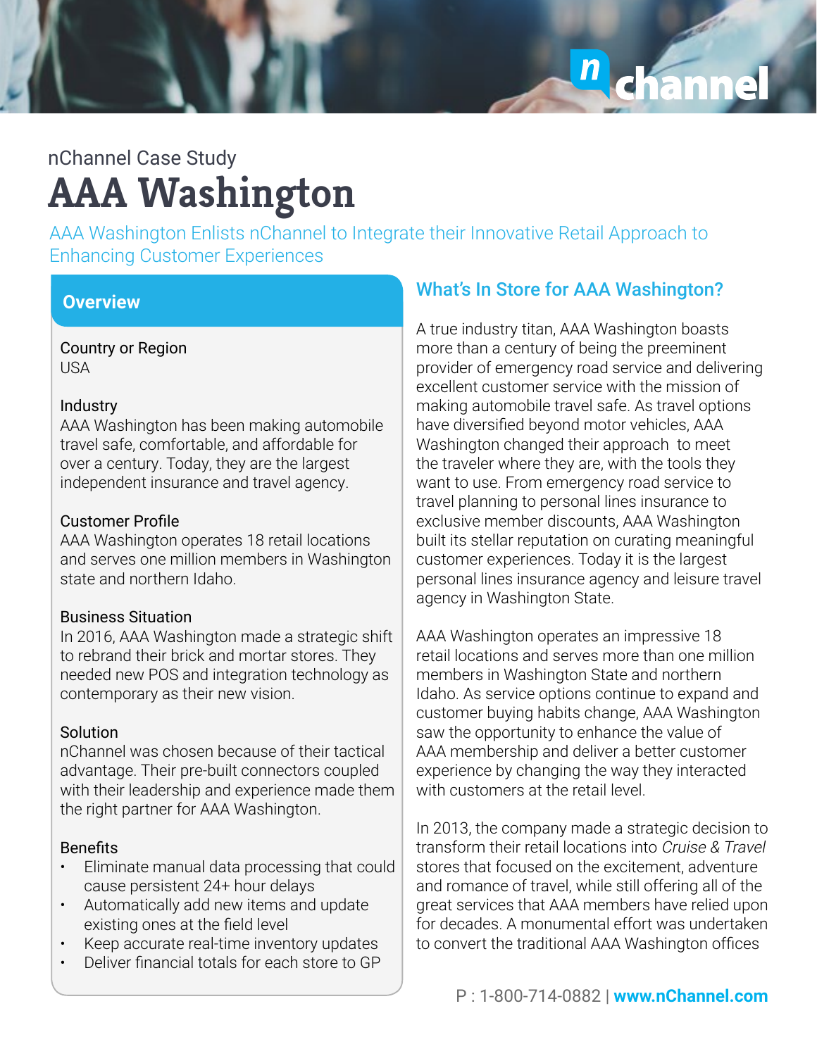nChannel Case Study

# AAA Washington

AAA Washington Enlists nChannel to Integrate their Innovative Retail Approach to Enhancing Customer Experiences

## Overview

**Country or Region**
USA

**Industry**
AAA Washington has been making automobile travel safe, comfortable, and affordable for over a century. Today, they are the largest independent insurance and travel agency.

**Customer Profile**
AAA Washington operates 18 retail locations and serves one million members in Washington state and northern Idaho.

**Business Situation**
In 2016, AAA Washington made a strategic shift to rebrand their brick and mortar stores. They needed new POS and integration technology as contemporary as their new vision.

**Solution**
nChannel was chosen because of their tactical advantage. Their pre-built connectors coupled with their leadership and experience made them the right partner for AAA Washington.

**Benefits**

- Eliminate manual data processing that could cause persistent 24+ hour delays
- Automatically add new items and update existing ones at the field level
- Keep accurate real-time inventory updates
- Deliver financial totals for each store to GP

## What's In Store for AAA Washington?

A true industry titan, AAA Washington boasts more than a century of being the preeminent provider of emergency road service and delivering excellent customer service with the mission of making automobile travel safe. As travel options have diversified beyond motor vehicles, AAA Washington changed their approach to meet the traveler where they are, with the tools they want to use. From emergency road service to travel planning to personal lines insurance to exclusive member discounts, AAA Washington built its stellar reputation on curating meaningful customer experiences. Today it is the largest personal lines insurance agency and leisure travel agency in Washington State.

AAA Washington operates an impressive 18 retail locations and serves more than one million members in Washington State and northern Idaho. As service options continue to expand and customer buying habits change, AAA Washington saw the opportunity to enhance the value of AAA membership and deliver a better customer experience by changing the way they interacted with customers at the retail level.

In 2013, the company made a strategic decision to transform their retail locations into *Cruise & Travel* stores that focused on the excitement, adventure and romance of travel, while still offering all of the great services that AAA members have relied upon for decades. A monumental effort was undertaken to convert the traditional AAA Washington offices

P : 1-800-714-0882 | **www.nChannel.com**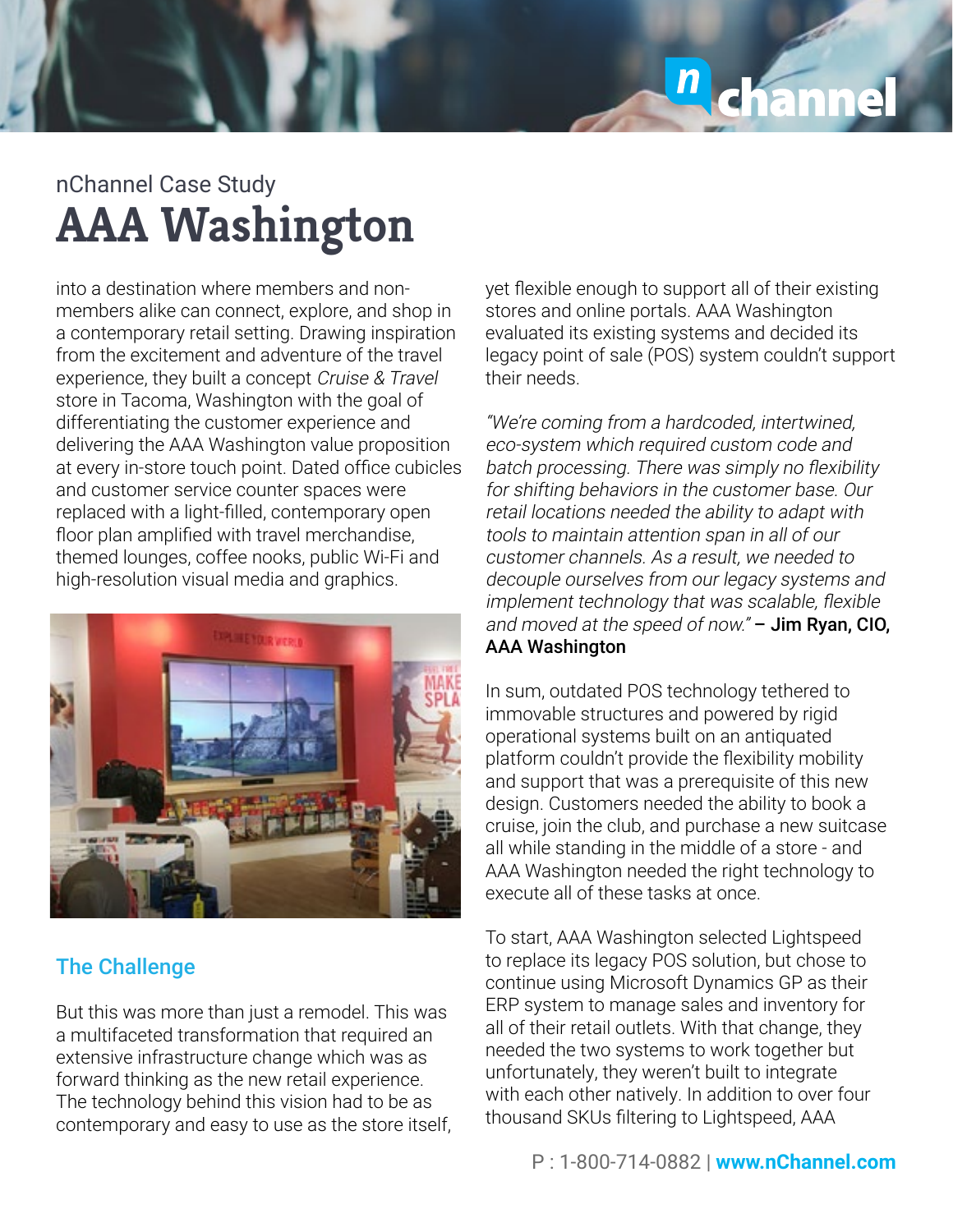nChannel Case Study

# AAA Washington

into a destination where members and non-members alike can connect, explore, and shop in a contemporary retail setting. Drawing inspiration from the excitement and adventure of the travel experience, they built a concept *Cruise & Travel* store in Tacoma, Washington with the goal of differentiating the customer experience and delivering the AAA Washington value proposition at every in-store touch point. Dated office cubicles and customer service counter spaces were replaced with a light-filled, contemporary open floor plan amplified with travel merchandise, themed lounges, coffee nooks, public Wi-Fi and high-resolution visual media and graphics.

## The Challenge

But this was more than just a remodel. This was a multifaceted transformation that required an extensive infrastructure change which was as forward thinking as the new retail experience. The technology behind this vision had to be as contemporary and easy to use as the store itself, yet flexible enough to support all of their existing stores and online portals. AAA Washington evaluated its existing systems and decided its legacy point of sale (POS) system couldn't support their needs.

*"We're coming from a hardcoded, intertwined, eco-system which required custom code and batch processing. There was simply no flexibility for shifting behaviors in the customer base. Our retail locations needed the ability to adapt with tools to maintain attention span in all of our customer channels. As a result, we needed to decouple ourselves from our legacy systems and implement technology that was scalable, flexible and moved at the speed of now."* **– Jim Ryan, CIO, AAA Washington**

In sum, outdated POS technology tethered to immovable structures and powered by rigid operational systems built on an antiquated platform couldn't provide the flexibility mobility and support that was a prerequisite of this new design. Customers needed the ability to book a cruise, join the club, and purchase a new suitcase all while standing in the middle of a store - and AAA Washington needed the right technology to execute all of these tasks at once.

To start, AAA Washington selected Lightspeed to replace its legacy POS solution, but chose to continue using Microsoft Dynamics GP as their ERP system to manage sales and inventory for all of their retail outlets. With that change, they needed the two systems to work together but unfortunately, they weren't built to integrate with each other natively. In addition to over four thousand SKUs filtering to Lightspeed, AAA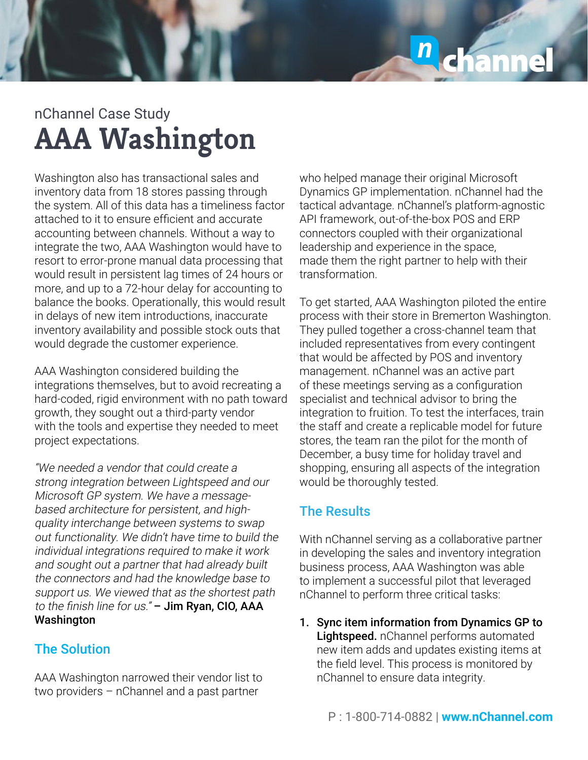nChannel Case Study

# AAA Washington

Washington also has transactional sales and inventory data from 18 stores passing through the system. All of this data has a timeliness factor attached to it to ensure efficient and accurate accounting between channels. Without a way to integrate the two, AAA Washington would have to resort to error-prone manual data processing that would result in persistent lag times of 24 hours or more, and up to a 72-hour delay for accounting to balance the books. Operationally, this would result in delays of new item introductions, inaccurate inventory availability and possible stock outs that would degrade the customer experience.

AAA Washington considered building the integrations themselves, but to avoid recreating a hard-coded, rigid environment with no path toward growth, they sought out a third-party vendor with the tools and expertise they needed to meet project expectations.

*"We needed a vendor that could create a strong integration between Lightspeed and our Microsoft GP system. We have a message-based architecture for persistent, and high-quality interchange between systems to swap out functionality. We didn't have time to build the individual integrations required to make it work and sought out a partner that had already built the connectors and had the knowledge base to support us. We viewed that as the shortest path to the finish line for us."* **– Jim Ryan, CIO, AAA Washington**

## The Solution

AAA Washington narrowed their vendor list to two providers – nChannel and a past partner who helped manage their original Microsoft Dynamics GP implementation. nChannel had the tactical advantage. nChannel's platform-agnostic API framework, out-of-the-box POS and ERP connectors coupled with their organizational leadership and experience in the space, made them the right partner to help with their transformation.

To get started, AAA Washington piloted the entire process with their store in Bremerton Washington. They pulled together a cross-channel team that included representatives from every contingent that would be affected by POS and inventory management. nChannel was an active part of these meetings serving as a configuration specialist and technical advisor to bring the integration to fruition. To test the interfaces, train the staff and create a replicable model for future stores, the team ran the pilot for the month of December, a busy time for holiday travel and shopping, ensuring all aspects of the integration would be thoroughly tested.

## The Results

With nChannel serving as a collaborative partner in developing the sales and inventory integration business process, AAA Washington was able to implement a successful pilot that leveraged nChannel to perform three critical tasks:

1. **Sync item information from Dynamics GP to Lightspeed.** nChannel performs automated new item adds and updates existing items at the field level. This process is monitored by nChannel to ensure data integrity.

P : 1-800-714-0882 | **www.nChannel.com**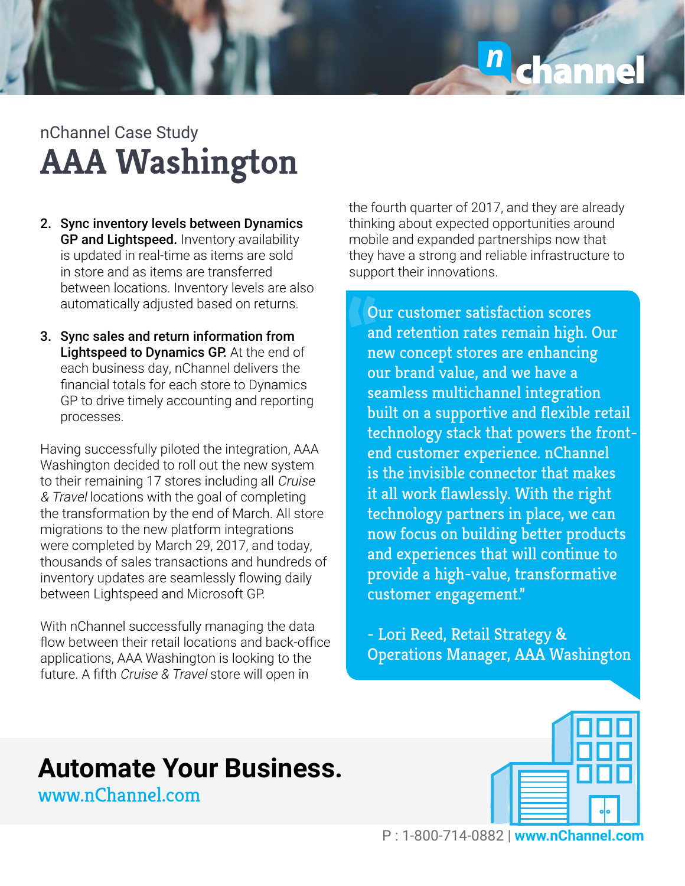nChannel Case Study

# AAA Washington

2. **Sync inventory levels between Dynamics GP and Lightspeed.** Inventory availability is updated in real-time as items are sold in store and as items are transferred between locations. Inventory levels are also automatically adjusted based on returns.

3. **Sync sales and return information from Lightspeed to Dynamics GP.** At the end of each business day, nChannel delivers the financial totals for each store to Dynamics GP to drive timely accounting and reporting processes.

Having successfully piloted the integration, AAA Washington decided to roll out the new system to their remaining 17 stores including all *Cruise & Travel* locations with the goal of completing the transformation by the end of March. All store migrations to the new platform integrations were completed by March 29, 2017, and today, thousands of sales transactions and hundreds of inventory updates are seamlessly flowing daily between Lightspeed and Microsoft GP.

With nChannel successfully managing the data flow between their retail locations and back-office applications, AAA Washington is looking to the future. A fifth *Cruise & Travel* store will open in the fourth quarter of 2017, and they are already thinking about expected opportunities around mobile and expanded partnerships now that they have a strong and reliable infrastructure to support their innovations.

> "Our customer satisfaction scores and retention rates remain high. Our new concept stores are enhancing our brand value, and we have a seamless multichannel integration built on a supportive and flexible retail technology stack that powers the front-end customer experience. nChannel is the invisible connector that makes it all work flawlessly. With the right technology partners in place, we can now focus on building better products and experiences that will continue to provide a high-value, transformative customer engagement."
>
> \- Lori Reed, Retail Strategy & Operations Manager, AAA Washington

## Automate Your Business.

www.nChannel.com

P : 1-800-714-0882 | **www.nChannel.com**